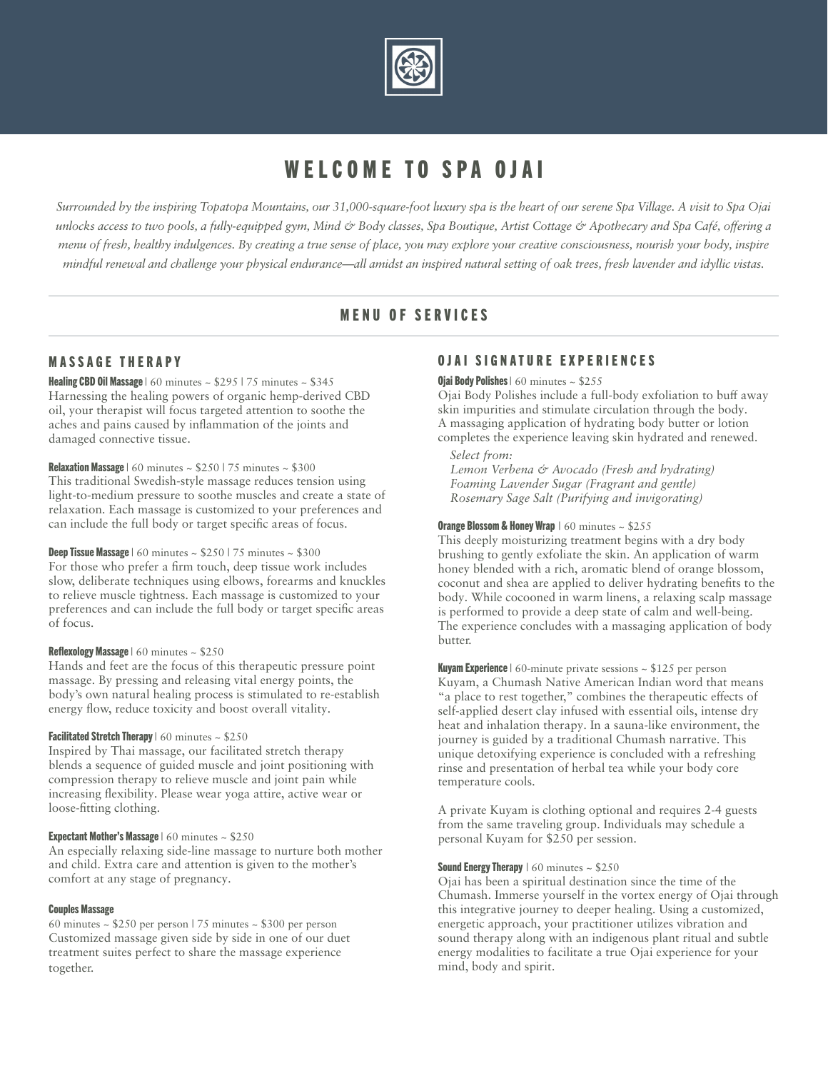# WELCOME TO SPA OJAI

*Surrounded by the inspiring Topatopa Mountains, our 31,000-square-foot luxury spa is the heart of our serene Spa Village. A visit to Spa Ojai unlocks access to two pools, a fully-equipped gym, Mind & Body classes, Spa Boutique, Artist Cottage & Apothecary and Spa Café, offering a menu of fresh, healthy indulgences. By creating a true sense of place, you may explore your creative consciousness, nourish your body, inspire mindful renewal and challenge your physical endurance—all amidst an inspired natural setting of oak trees, fresh lavender and idyllic vistas.*

## MENU OF SERVICES

### MASSAGE THERAPY

**Healing CBD Oil Massage** | 60 minutes ~ $295 | 75 minutes ~ $345
Harnessing the healing powers of organic hemp-derived CBD oil, your therapist will focus targeted attention to soothe the aches and pains caused by inflammation of the joints and damaged connective tissue.

**Relaxation Massage** | 60 minutes ~ $250 | 75 minutes ~ $300
This traditional Swedish-style massage reduces tension using light-to-medium pressure to soothe muscles and create a state of relaxation. Each massage is customized to your preferences and can include the full body or target specific areas of focus.

**Deep Tissue Massage** | 60 minutes ~ $250 | 75 minutes ~ $300
For those who prefer a firm touch, deep tissue work includes slow, deliberate techniques using elbows, forearms and knuckles to relieve muscle tightness. Each massage is customized to your preferences and can include the full body or target specific areas of focus.

**Reflexology Massage** | 60 minutes ~ $250
Hands and feet are the focus of this therapeutic pressure point massage. By pressing and releasing vital energy points, the body's own natural healing process is stimulated to re-establish energy flow, reduce toxicity and boost overall vitality.

**Facilitated Stretch Therapy** | 60 minutes ~ $250
Inspired by Thai massage, our facilitated stretch therapy blends a sequence of guided muscle and joint positioning with compression therapy to relieve muscle and joint pain while increasing flexibility. Please wear yoga attire, active wear or loose-fitting clothing.

**Expectant Mother's Massage** | 60 minutes ~ $250
An especially relaxing side-line massage to nurture both mother and child. Extra care and attention is given to the mother's comfort at any stage of pregnancy.

**Couples Massage**
60 minutes ~ $250 per person | 75 minutes ~ $300 per person
Customized massage given side by side in one of our duet treatment suites perfect to share the massage experience together.

### OJAI SIGNATURE EXPERIENCES

**Ojai Body Polishes** | 60 minutes ~ $255
Ojai Body Polishes include a full-body exfoliation to buff away skin impurities and stimulate circulation through the body. A massaging application of hydrating body butter or lotion completes the experience leaving skin hydrated and renewed.

*Select from:*
*Lemon Verbena & Avocado (Fresh and hydrating)*
*Foaming Lavender Sugar (Fragrant and gentle)*
*Rosemary Sage Salt (Purifying and invigorating)*

**Orange Blossom & Honey Wrap** | 60 minutes ~ $255
This deeply moisturizing treatment begins with a dry body brushing to gently exfoliate the skin. An application of warm honey blended with a rich, aromatic blend of orange blossom, coconut and shea are applied to deliver hydrating benefits to the body. While cocooned in warm linens, a relaxing scalp massage is performed to provide a deep state of calm and well-being. The experience concludes with a massaging application of body butter.

**Kuyam Experience** | 60-minute private sessions ~ $125 per person
Kuyam, a Chumash Native American Indian word that means "a place to rest together," combines the therapeutic effects of self-applied desert clay infused with essential oils, intense dry heat and inhalation therapy. In a sauna-like environment, the journey is guided by a traditional Chumash narrative. This unique detoxifying experience is concluded with a refreshing rinse and presentation of herbal tea while your body core temperature cools.

A private Kuyam is clothing optional and requires 2-4 guests from the same traveling group. Individuals may schedule a personal Kuyam for $250 per session.

**Sound Energy Therapy** | 60 minutes ~ $250
Ojai has been a spiritual destination since the time of the Chumash. Immerse yourself in the vortex energy of Ojai through this integrative journey to deeper healing. Using a customized, energetic approach, your practitioner utilizes vibration and sound therapy along with an indigenous plant ritual and subtle energy modalities to facilitate a true Ojai experience for your mind, body and spirit.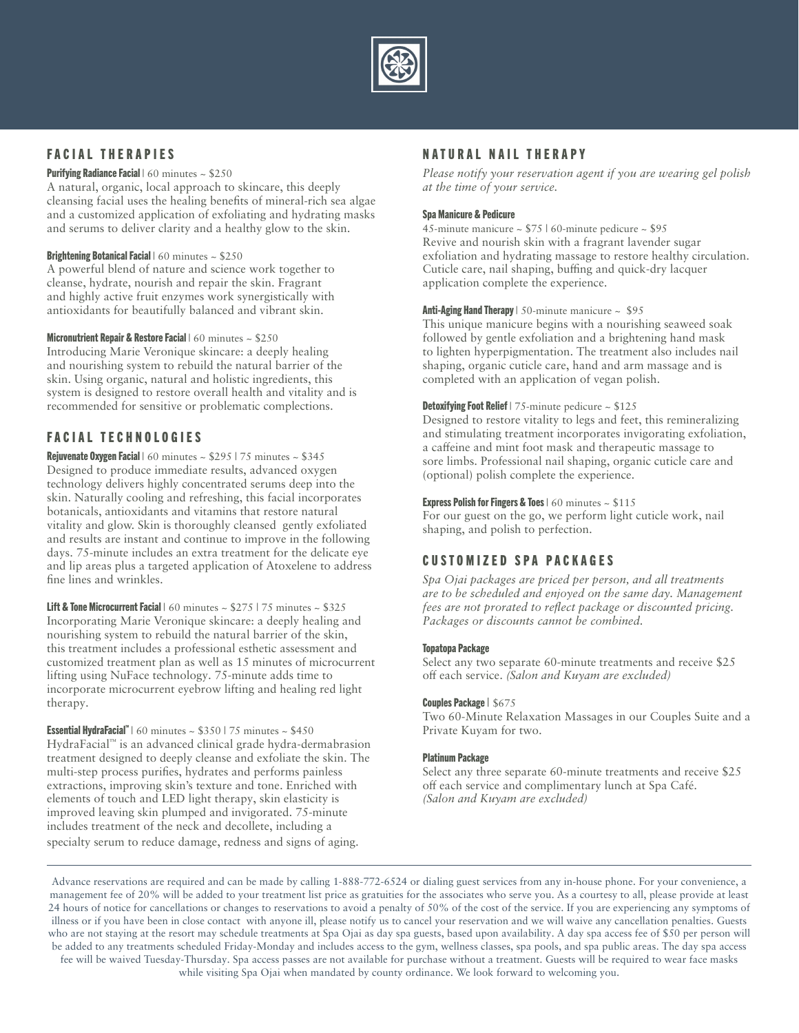## FACIAL THERAPIES

**Purifying Radiance Facial** | 60 minutes ~ $250
A natural, organic, local approach to skincare, this deeply cleansing facial uses the healing benefits of mineral-rich sea algae and a customized application of exfoliating and hydrating masks and serums to deliver clarity and a healthy glow to the skin.

**Brightening Botanical Facial** | 60 minutes ~ $250
A powerful blend of nature and science work together to cleanse, hydrate, nourish and repair the skin. Fragrant and highly active fruit enzymes work synergistically with antioxidants for beautifully balanced and vibrant skin.

**Micronutrient Repair & Restore Facial** | 60 minutes ~ $250
Introducing Marie Veronique skincare: a deeply healing and nourishing system to rebuild the natural barrier of the skin. Using organic, natural and holistic ingredients, this system is designed to restore overall health and vitality and is recommended for sensitive or problematic complections.

## FACIAL TECHNOLOGIES

**Rejuvenate Oxygen Facial** | 60 minutes ~ $295 | 75 minutes ~ $345
Designed to produce immediate results, advanced oxygen technology delivers highly concentrated serums deep into the skin. Naturally cooling and refreshing, this facial incorporates botanicals, antioxidants and vitamins that restore natural vitality and glow. Skin is thoroughly cleansed gently exfoliated and results are instant and continue to improve in the following days. 75-minute includes an extra treatment for the delicate eye and lip areas plus a targeted application of Atoxelene to address fine lines and wrinkles.

**Lift & Tone Microcurrent Facial** | 60 minutes ~ $275 | 75 minutes ~ $325
Incorporating Marie Veronique skincare: a deeply healing and nourishing system to rebuild the natural barrier of the skin, this treatment includes a professional esthetic assessment and customized treatment plan as well as 15 minutes of microcurrent lifting using NuFace technology. 75-minute adds time to incorporate microcurrent eyebrow lifting and healing red light therapy.

**Essential HydraFacial™** | 60 minutes ~ $350 | 75 minutes ~ $450
HydraFacial™ is an advanced clinical grade hydra-dermabrasion treatment designed to deeply cleanse and exfoliate the skin. The multi-step process purifies, hydrates and performs painless extractions, improving skin's texture and tone. Enriched with elements of touch and LED light therapy, skin elasticity is improved leaving skin plumped and invigorated. 75-minute includes treatment of the neck and decollete, including a specialty serum to reduce damage, redness and signs of aging.

## NATURAL NAIL THERAPY

*Please notify your reservation agent if you are wearing gel polish at the time of your service.*

**Spa Manicure & Pedicure**
45-minute manicure ~ $75 | 60-minute pedicure ~ $95
Revive and nourish skin with a fragrant lavender sugar exfoliation and hydrating massage to restore healthy circulation. Cuticle care, nail shaping, buffing and quick-dry lacquer application complete the experience.

**Anti-Aging Hand Therapy** | 50-minute manicure ~ $95
This unique manicure begins with a nourishing seaweed soak followed by gentle exfoliation and a brightening hand mask to lighten hyperpigmentation. The treatment also includes nail shaping, organic cuticle care, hand and arm massage and is completed with an application of vegan polish.

**Detoxifying Foot Relief** | 75-minute pedicure ~ $125
Designed to restore vitality to legs and feet, this remineralizing and stimulating treatment incorporates invigorating exfoliation, a caffeine and mint foot mask and therapeutic massage to sore limbs. Professional nail shaping, organic cuticle care and (optional) polish complete the experience.

**Express Polish for Fingers & Toes** | 60 minutes ~ $115
For our guest on the go, we perform light cuticle work, nail shaping, and polish to perfection.

## CUSTOMIZED SPA PACKAGES

*Spa Ojai packages are priced per person, and all treatments are to be scheduled and enjoyed on the same day. Management fees are not prorated to reflect package or discounted pricing. Packages or discounts cannot be combined.*

**Topatopa Package**
Select any two separate 60-minute treatments and receive $25 off each service. *(Salon and Kuyam are excluded)*

**Couples Package** | $675
Two 60-Minute Relaxation Massages in our Couples Suite and a Private Kuyam for two.

**Platinum Package**
Select any three separate 60-minute treatments and receive $25 off each service and complimentary lunch at Spa Café. *(Salon and Kuyam are excluded)*

---

Advance reservations are required and can be made by calling 1-888-772-6524 or dialing guest services from any in-house phone. For your convenience, a management fee of 20% will be added to your treatment list price as gratuities for the associates who serve you. As a courtesy to all, please provide at least 24 hours of notice for cancellations or changes to reservations to avoid a penalty of 50% of the cost of the service. If you are experiencing any symptoms of illness or if you have been in close contact with anyone ill, please notify us to cancel your reservation and we will waive any cancellation penalties. Guests who are not staying at the resort may schedule treatments at Spa Ojai as day spa guests, based upon availability. A day spa access fee of $50 per person will be added to any treatments scheduled Friday-Monday and includes access to the gym, wellness classes, spa pools, and spa public areas. The day spa access fee will be waived Tuesday-Thursday. Spa access passes are not available for purchase without a treatment. Guests will be required to wear face masks while visiting Spa Ojai when mandated by county ordinance. We look forward to welcoming you.